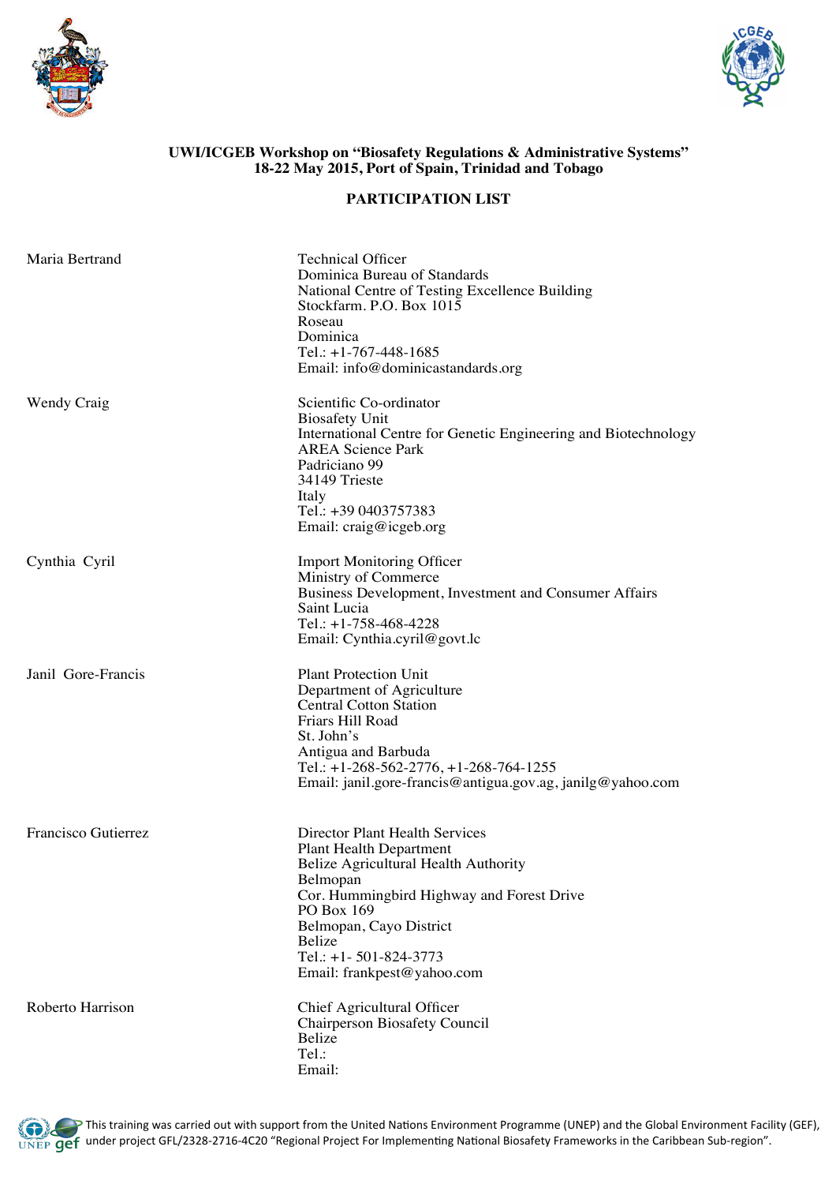**UWI/ICGEB Workshop on "Biosafety Regulations & Administrative Systems"**
**18-22 May 2015, Port of Spain, Trinidad and Tobago**

**PARTICIPATION LIST**

| | |
|---|---|
| Maria Bertrand | Technical Officer<br>Dominica Bureau of Standards<br>National Centre of Testing Excellence Building<br>Stockfarm. P.O. Box 1015<br>Roseau<br>Dominica<br>Tel.: +1-767-448-1685<br>Email: info@dominicastandards.org |
| Wendy Craig | Scientific Co-ordinator<br>Biosafety Unit<br>International Centre for Genetic Engineering and Biotechnology<br>AREA Science Park<br>Padriciano 99<br>34149 Trieste<br>Italy<br>Tel.: +39 0403757383<br>Email: craig@icgeb.org |
| Cynthia Cyril | Import Monitoring Officer<br>Ministry of Commerce<br>Business Development, Investment and Consumer Affairs<br>Saint Lucia<br>Tel.: +1-758-468-4228<br>Email: Cynthia.cyril@govt.lc |
| Janil Gore-Francis | Plant Protection Unit<br>Department of Agriculture<br>Central Cotton Station<br>Friars Hill Road<br>St. John's<br>Antigua and Barbuda<br>Tel.: +1-268-562-2776, +1-268-764-1255<br>Email: janil.gore-francis@antigua.gov.ag, janilg@yahoo.com |
| Francisco Gutierrez | Director Plant Health Services<br>Plant Health Department<br>Belize Agricultural Health Authority<br>Belmopan<br>Cor. Hummingbird Highway and Forest Drive<br>PO Box 169<br>Belmopan, Cayo District<br>Belize<br>Tel.: +1- 501-824-3773<br>Email: frankpest@yahoo.com |
| Roberto Harrison | Chief Agricultural Officer<br>Chairperson Biosafety Council<br>Belize<br>Tel.:<br>Email: |

This training was carried out with support from the United Nations Environment Programme (UNEP) and the Global Environment Facility (GEF), under project GFL/2328-2716-4C20 "Regional Project For Implementing National Biosafety Frameworks in the Caribbean Sub-region".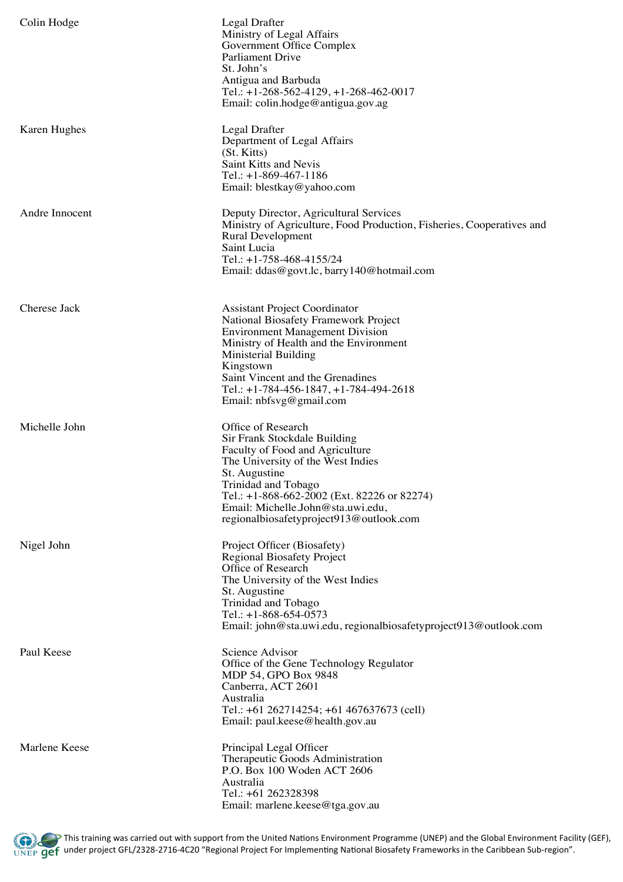**Colin Hodge**

Legal Drafter
Ministry of Legal Affairs
Government Office Complex
Parliament Drive
St. John's
Antigua and Barbuda
Tel.: +1-268-562-4129, +1-268-462-0017
Email: colin.hodge@antigua.gov.ag

**Karen Hughes**

Legal Drafter
Department of Legal Affairs
(St. Kitts)
Saint Kitts and Nevis
Tel.: +1-869-467-1186
Email: blestkay@yahoo.com

**Andre Innocent**

Deputy Director, Agricultural Services
Ministry of Agriculture, Food Production, Fisheries, Cooperatives and Rural Development
Saint Lucia
Tel.: +1-758-468-4155/24
Email: ddas@govt.lc, barry140@hotmail.com

**Cherese Jack**

Assistant Project Coordinator
National Biosafety Framework Project
Environment Management Division
Ministry of Health and the Environment
Ministerial Building
Kingstown
Saint Vincent and the Grenadines
Tel.: +1-784-456-1847, +1-784-494-2618
Email: nbfsvg@gmail.com

**Michelle John**

Office of Research
Sir Frank Stockdale Building
Faculty of Food and Agriculture
The University of the West Indies
St. Augustine
Trinidad and Tobago
Tel.: +1-868-662-2002 (Ext. 82226 or 82274)
Email: Michelle.John@sta.uwi.edu, regionalbiosafetyproject913@outlook.com

**Nigel John**

Project Officer (Biosafety)
Regional Biosafety Project
Office of Research
The University of the West Indies
St. Augustine
Trinidad and Tobago
Tel.: +1-868-654-0573
Email: john@sta.uwi.edu, regionalbiosafetyproject913@outlook.com

**Paul Keese**

Science Advisor
Office of the Gene Technology Regulator
MDP 54, GPO Box 9848
Canberra, ACT 2601
Australia
Tel.: +61 262714254; +61 467637673 (cell)
Email: paul.keese@health.gov.au

**Marlene Keese**

Principal Legal Officer
Therapeutic Goods Administration
P.O. Box 100 Woden ACT 2606
Australia
Tel.: +61 262328398
Email: marlene.keese@tga.gov.au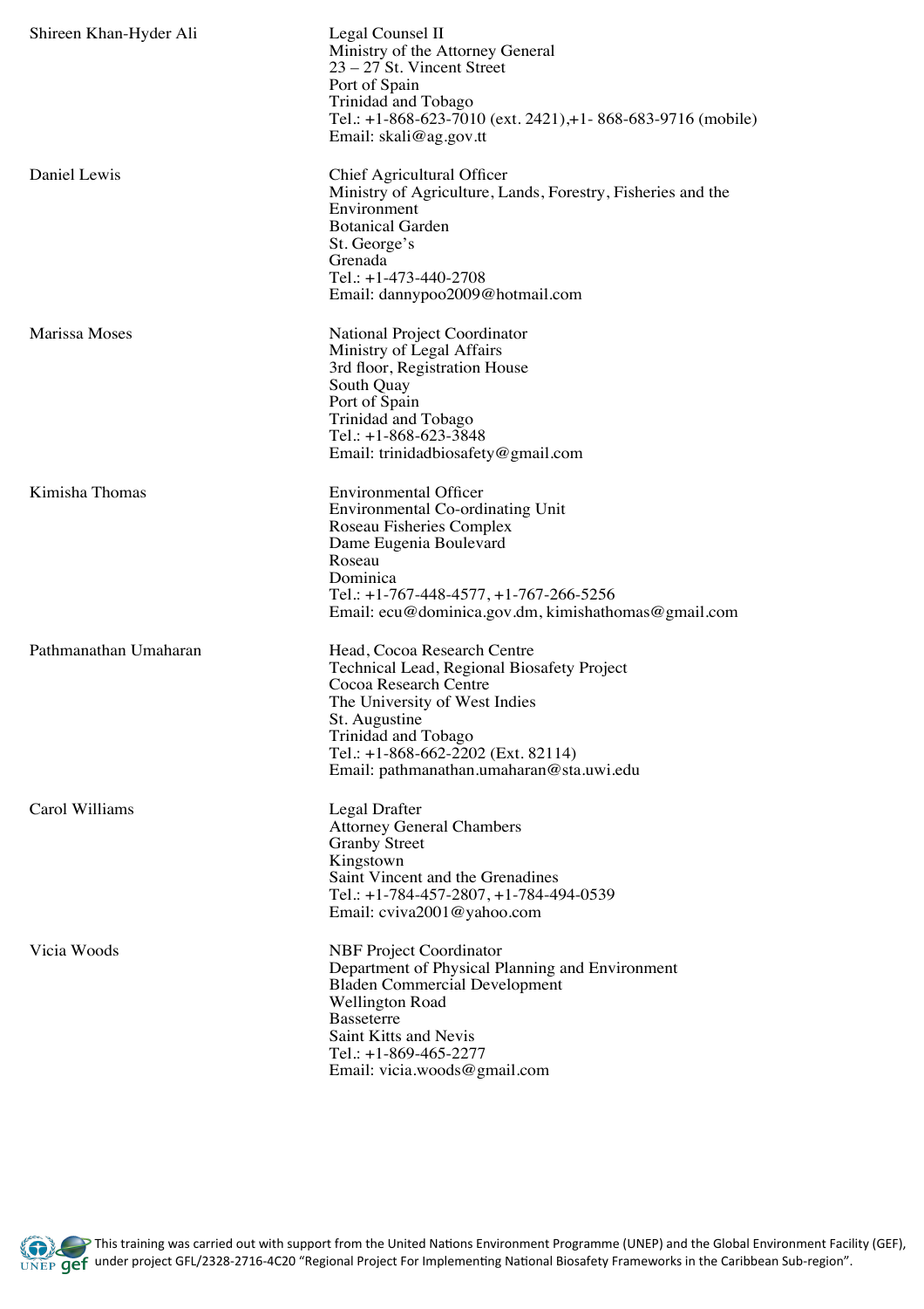| | |
|---|---|
| Shireen Khan-Hyder Ali | Legal Counsel II<br>Ministry of the Attorney General<br>23 – 27 St. Vincent Street<br>Port of Spain<br>Trinidad and Tobago<br>Tel.: +1-868-623-7010 (ext. 2421),+1- 868-683-9716 (mobile)<br>Email: skali@ag.gov.tt |
| Daniel Lewis | Chief Agricultural Officer<br>Ministry of Agriculture, Lands, Forestry, Fisheries and the Environment<br>Botanical Garden<br>St. George's<br>Grenada<br>Tel.: +1-473-440-2708<br>Email: dannypoo2009@hotmail.com |
| Marissa Moses | National Project Coordinator<br>Ministry of Legal Affairs<br>3rd floor, Registration House<br>South Quay<br>Port of Spain<br>Trinidad and Tobago<br>Tel.: +1-868-623-3848<br>Email: trinidadbiosafety@gmail.com |
| Kimisha Thomas | Environmental Officer<br>Environmental Co-ordinating Unit<br>Roseau Fisheries Complex<br>Dame Eugenia Boulevard<br>Roseau<br>Dominica<br>Tel.: +1-767-448-4577, +1-767-266-5256<br>Email: ecu@dominica.gov.dm, kimishathomas@gmail.com |
| Pathmanathan Umaharan | Head, Cocoa Research Centre<br>Technical Lead, Regional Biosafety Project<br>Cocoa Research Centre<br>The University of West Indies<br>St. Augustine<br>Trinidad and Tobago<br>Tel.: +1-868-662-2202 (Ext. 82114)<br>Email: pathmanathan.umaharan@sta.uwi.edu |
| Carol Williams | Legal Drafter<br>Attorney General Chambers<br>Granby Street<br>Kingstown<br>Saint Vincent and the Grenadines<br>Tel.: +1-784-457-2807, +1-784-494-0539<br>Email: cviva2001@yahoo.com |
| Vicia Woods | NBF Project Coordinator<br>Department of Physical Planning and Environment<br>Bladen Commercial Development<br>Wellington Road<br>Basseterre<br>Saint Kitts and Nevis<br>Tel.: +1-869-465-2277<br>Email: vicia.woods@gmail.com |

This training was carried out with support from the United Nations Environment Programme (UNEP) and the Global Environment Facility (GEF), under project GFL/2328-2716-4C20 "Regional Project For Implementing National Biosafety Frameworks in the Caribbean Sub-region".